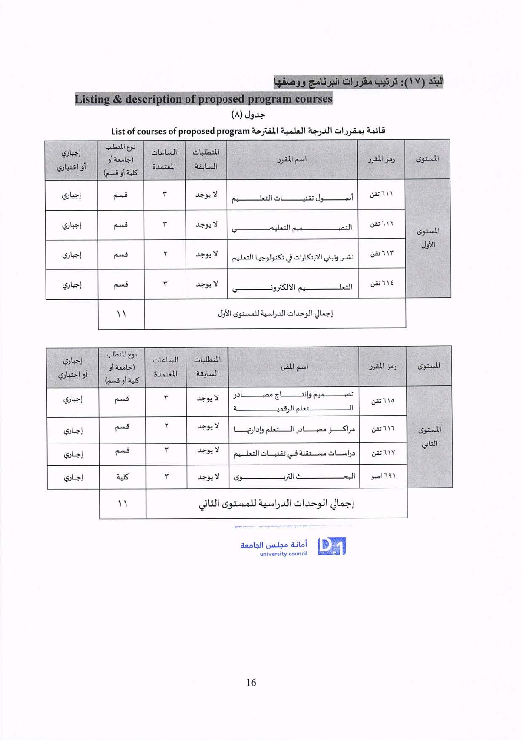## البند (١٧): ترتيب مقررات البرنامج ووصفها

## Listing & description of proposed program courses

جدول (٨)

قائمة بمقررات الدرجة العلمية المقترحة List of courses of proposed program

| المستوى | رمز المقرر | اسم المقرر | المتطلبات السابقة | الساعات المعتمدة | نوع المتطلب (جامعة أو كلية أو قسم) | إجباري أو اختياري |
|---|---|---|---|---|---|---|
| المستوى الأول | ٦١١ تقن | أصـــــول تقنيـــــات التعلـــــيم | لا يوجد | ٣ | قسم | إجباري |
| | ٦١٢ تقن | التصـــــــــميم التعليمــــــــي | لا يوجد | ٣ | قسم | إجباري |
| | ٦١٣ تقن | نشر وتبني الابتكارات في تكنولوجيا التعليم | لا يوجد | ٢ | قسم | إجباري |
| | ٦١٤ تقن | التعلـــــــــيم الالكترونــــــــي | لا يوجد | ٣ | قسم | إجباري |
| | | إجمالي الوحدات الدراسية للمستوى الأول | | | ١١ | |

| المستوى | رمز المقرر | اسم المقرر | المتطلبات السابقة | الساعات المعتمدة | نوع المتطلب (جامعة أو كلية أو قسم) | إجباري أو اختياري |
|---|---|---|---|---|---|---|
| المستوى الثاني | ٦١٥ تقن | تصـــــميم وإنتـــــاج مصـــــادر الـــــــتعلم الرقميـــــــة | لا يوجد | ٣ | قسم | إجباري |
| | ٦١٦ تقن | مراكـــز مصـــادر الـــتعلم وإدارتهـــا | لا يوجد | ٢ | قسم | إجباري |
| | ٦١٧ تقن | دراســات مســتقلة فـي تقنيــات التعلــيم | لا يوجد | ٣ | قسم | إجباري |
| | ٦٩١ اصو | البحــــــــــث التربــــــــــوي | لا يوجد | ٣ | كلية | إجباري |
| | | إجمالي الوحدات الدراسية للمستوى الثاني | | | ١١ | |

أمانة مجلس الجامعة
university council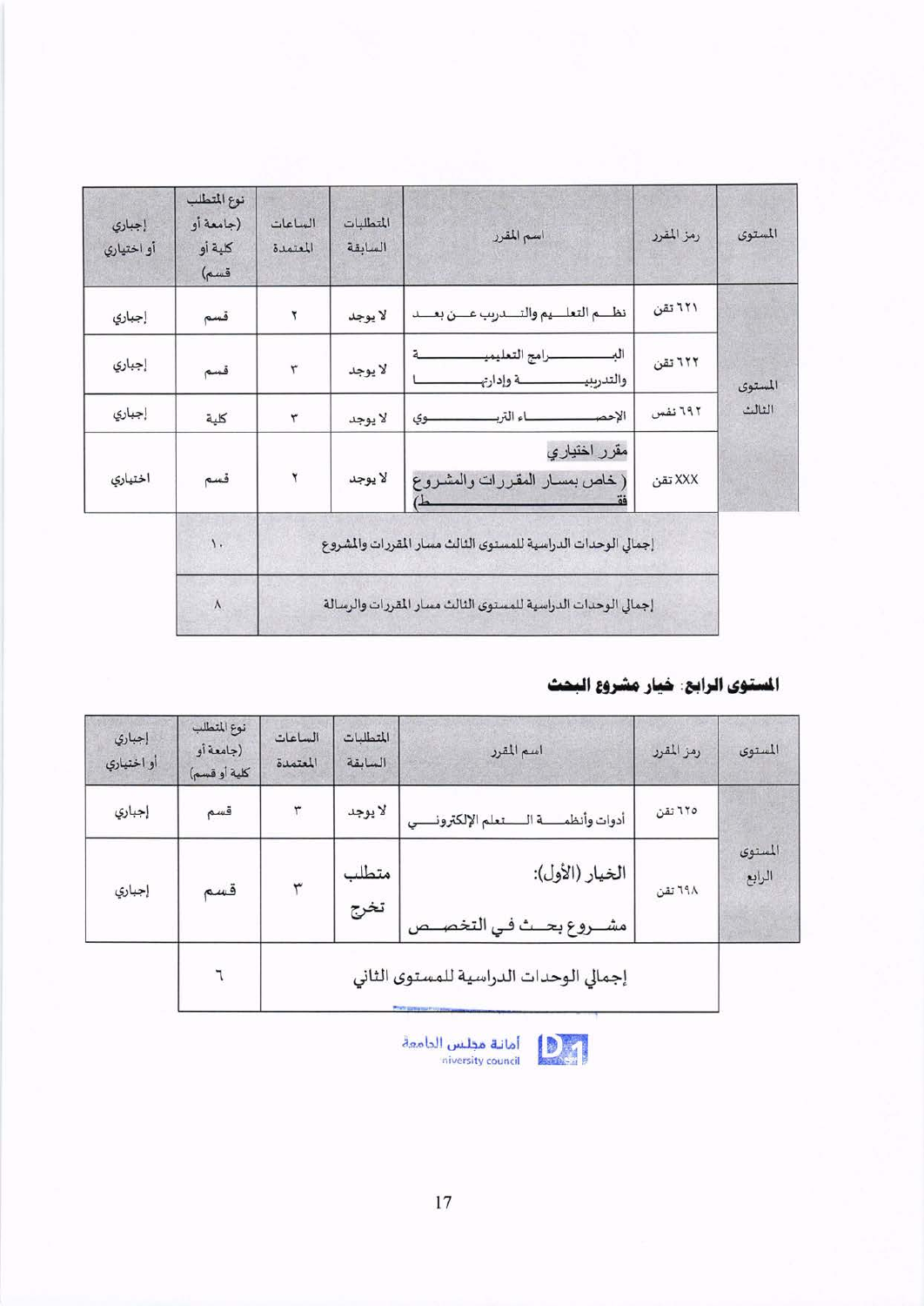| المستوى | رمز المقرر | اسم المقرر | المتطلبات السابقة | الساعات المعتمدة | نوع المتطلب (جامعة أو كلية أو قسم) | إجباري أو اختياري |
| --- | --- | --- | --- | --- | --- | --- |
| المستوى الثالث | ٦٢١ تقن | نظـــم التعلـــيم والتـــدريب عـــن بعـــد | لا يوجد | ٢ | قسم | إجباري |
| | ٦٢٢ تقن | البـــــــــرامج التعليميـــــــــة والتدريبيـــــــــة وإدارتهـــــــــا | لا يوجد | ٣ | قسم | إجباري |
| | ٦٩٢ نفس | الإحصـــــــــاء التربـــــــــوي | لا يوجد | ٣ | كلية | إجباري |
| | XXX تقن | مقرر اختياري (خاص بمسار المقررات والمشروع فقـــــــــط) | لا يوجد | ٢ | قسم | اختياري |
| | | إجمالي الوحدات الدراسية للمستوى الثالث مسار المقررات والمشروع | | | ١٠ | |
| | | إجمالي الوحدات الدراسية للمستوى الثالث مسار المقررات والرسالة | | | ٨ | |

## المستوى الرابع: خيار مشروع البحث

| المستوى | رمز المقرر | اسم المقرر | المتطلبات السابقة | الساعات المعتمدة | نوع المتطلب (جامعة أو كلية أو قسم) | إجباري أو اختياري |
| --- | --- | --- | --- | --- | --- | --- |
| المستوى الرابع | ٦٢٥ تقن | أدوات وأنظمـــة الـــتعلم الإلكترونـــي | لا يوجد | ٣ | قسم | إجباري |
| | ٦٩٨ تقن | الخيار (الأول): مشـــروع بحـــث فـــي التخصـــص | متطلب تخرج | ٣ | قسم | إجباري |
| | | إجمالي الوحدات الدراسية للمستوى الثاني | | | ٦ | |

أمانة مجلس الجامعة
University council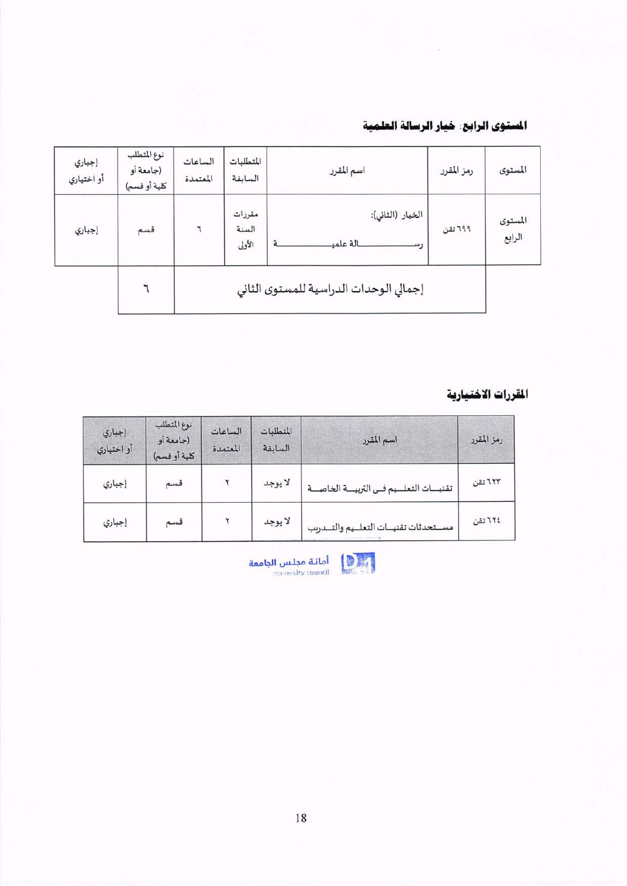### المستوى الرابع: خيار الرسالة العلمية

| المستوى | رمز المقرر | اسم المقرر | المتطلبات السابقة | الساعات المعتمدة | نوع المتطلب (جامعة أو كلية أو قسم) | إجباري أو اختياري |
|---|---|---|---|---|---|---|
| المستوى الرابع | ٦٩٩ تقن | الخيار (الثاني): رسالة علمية | مقررات السنة الأولى | ٦ | قسم | إجباري |
| | إجمالي الوحدات الدراسية للمستوى الثاني | | | | ٦ | |

### المقررات الاختيارية

| رمز المقرر | اسم المقرر | المتطلبات السابقة | الساعات المعتمدة | نوع المتطلب (جامعة أو كلية أو قسم) | إجباري أو اختياري |
|---|---|---|---|---|---|
| ٦٢٣ تقن | تقنيات التعليم في التربية الخاصة | لا يوجد | ٢ | قسم | إجباري |
| ٦٢٤ تقن | مستحدثات تقنيات التعليم والتدريب | لا يوجد | ٢ | قسم | إجباري |

أمانة مجلس الجامعة
university council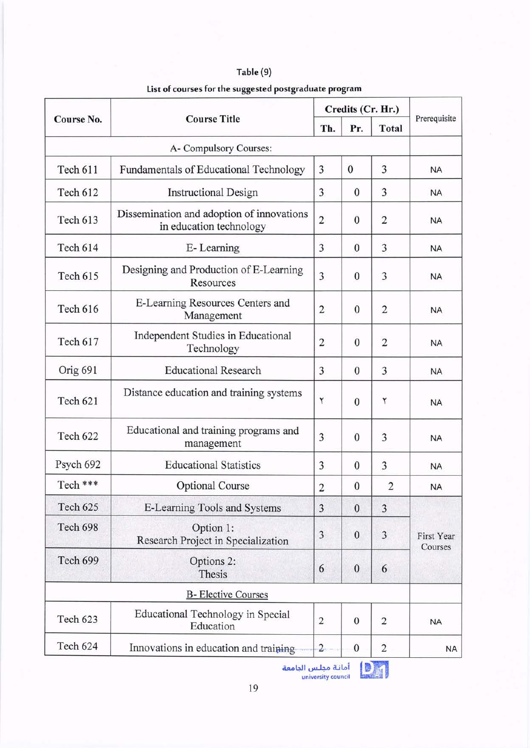Table (9)

List of courses for the suggested postgraduate program

| Course No. | Course Title | Credits (Cr. Hr.) | | | Prerequisite |
|---|---|---|---|---|---|
| | | Th. | Pr. | Total | |
| A- Compulsory Courses: | | | | | |
| Tech 611 | Fundamentals of Educational Technology | 3 | 0 | 3 | NA |
| Tech 612 | Instructional Design | 3 | 0 | 3 | NA |
| Tech 613 | Dissemination and adoption of innovations in education technology | 2 | 0 | 2 | NA |
| Tech 614 | E- Learning | 3 | 0 | 3 | NA |
| Tech 615 | Designing and Production of E-Learning Resources | 3 | 0 | 3 | NA |
| Tech 616 | E-Learning Resources Centers and Management | 2 | 0 | 2 | NA |
| Tech 617 | Independent Studies in Educational Technology | 2 | 0 | 2 | NA |
| Orig 691 | Educational Research | 3 | 0 | 3 | NA |
| Tech 621 | Distance education and training systems | ٢ | 0 | ٢ | NA |
| Tech 622 | Educational and training programs and management | 3 | 0 | 3 | NA |
| Psych 692 | Educational Statistics | 3 | 0 | 3 | NA |
| Tech *** | Optional Course | 2 | 0 | 2 | NA |
| Tech 625 | E-Learning Tools and Systems | 3 | 0 | 3 | First Year Courses |
| Tech 698 | Option 1: Research Project in Specialization | 3 | 0 | 3 | |
| Tech 699 | Options 2: Thesis | 6 | 0 | 6 | |
| B- Elective Courses | | | | | |
| Tech 623 | Educational Technology in Special Education | 2 | 0 | 2 | NA |
| Tech 624 | Innovations in education and training | 2 | 0 | 2 | NA |

أمانة مجلس الجامعة
university council